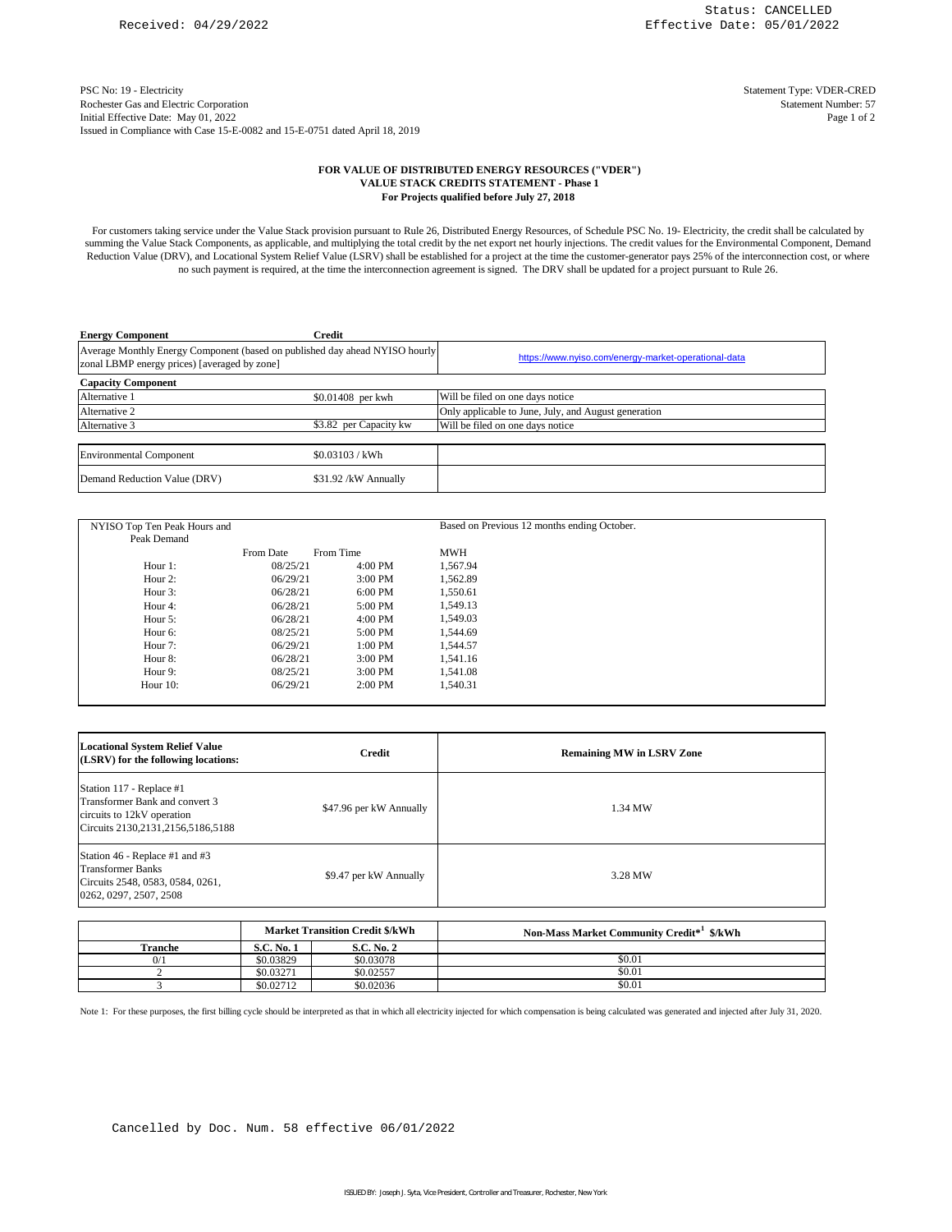Received: 04/29/2022

Status: CANCELLED
Effective Date: 05/01/2022

PSC No: 19 - Electricity
Rochester Gas and Electric Corporation
Initial Effective Date: May 01, 2022
Issued in Compliance with Case 15-E-0082 and 15-E-0751 dated April 18, 2019

Statement Type: VDER-CRED
Statement Number: 57

## FOR VALUE OF DISTRIBUTED ENERGY RESOURCES ("VDER")
## VALUE STACK CREDITS STATEMENT - Phase 1
## For Projects qualified before July 27, 2018

For customers taking service under the Value Stack provision pursuant to Rule 26, Distributed Energy Resources, of Schedule PSC No. 19- Electricity, the credit shall be calculated by summing the Value Stack Components, as applicable, and multiplying the total credit by the net export net hourly injections. The credit values for the Environmental Component, Demand Reduction Value (DRV), and Locational System Relief Value (LSRV) shall be established for a project at the time the customer-generator pays 25% of the interconnection cost, or where no such payment is required, at the time the interconnection agreement is signed. The DRV shall be updated for a project pursuant to Rule 26.

| **Energy Component** | **Credit** | |
|---|---|---|
| Average Monthly Energy Component (based on published day ahead NYISO hourly zonal LBMP energy prices) [averaged by zone] | | https://www.nyiso.com/energy-market-operational-data |
| **Capacity Component** | | |
| Alternative 1 | \$0.01408 per kwh | Will be filed on one days notice |
| Alternative 2 | | Only applicable to June, July, and August generation |
| Alternative 3 | \$3.82 per Capacity kw | Will be filed on one days notice |
| Environmental Component | \$0.03103 / kWh | |
| Demand Reduction Value (DRV) | \$31.92 /kW Annually | |

NYISO Top Ten Peak Hours and Peak Demand — Based on Previous 12 months ending October.

| | From Date | From Time | MWH |
|---|---|---|---|
| Hour 1: | 08/25/21 | 4:00 PM | 1,567.94 |
| Hour 2: | 06/29/21 | 3:00 PM | 1,562.89 |
| Hour 3: | 06/28/21 | 6:00 PM | 1,550.61 |
| Hour 4: | 06/28/21 | 5:00 PM | 1,549.13 |
| Hour 5: | 06/28/21 | 4:00 PM | 1,549.03 |
| Hour 6: | 08/25/21 | 5:00 PM | 1,544.69 |
| Hour 7: | 06/29/21 | 1:00 PM | 1,544.57 |
| Hour 8: | 06/28/21 | 3:00 PM | 1,541.16 |
| Hour 9: | 08/25/21 | 3:00 PM | 1,541.08 |
| Hour 10: | 06/29/21 | 2:00 PM | 1,540.31 |

| **Locational System Relief Value (LSRV) for the following locations:** | **Credit** | **Remaining MW in LSRV Zone** |
|---|---|---|
| Station 117 - Replace #1 Transformer Bank and convert 3 circuits to 12kV operation Circuits 2130,2131,2156,5186,5188 | \$47.96 per kW Annually | 1.34 MW |
| Station 46 - Replace #1 and #3 Transformer Banks Circuits 2548, 0583, 0584, 0261, 0262, 0297, 2507, 2508 | \$9.47 per kW Annually | 3.28 MW |

| | **Market Transition Credit \$/kWh** | | **Non-Mass Market Community Credit*[1] \$/kWh** |
|---|---|---|---|
| **Tranche** | **S.C. No. 1** | **S.C. No. 2** | |
| 0/1 | \$0.03829 | \$0.03078 | \$0.01 |
| 2 | \$0.03271 | \$0.02557 | \$0.01 |
| 3 | \$0.02712 | \$0.02036 | \$0.01 |

Note 1: For these purposes, the first billing cycle should be interpreted as that in which all electricity injected for which compensation is being calculated was generated and injected after July 31, 2020.

Cancelled by Doc. Num. 58 effective 06/01/2022

ISSUED BY: Joseph J. Syta, Vice President, Controller and Treasurer, Rochester, New York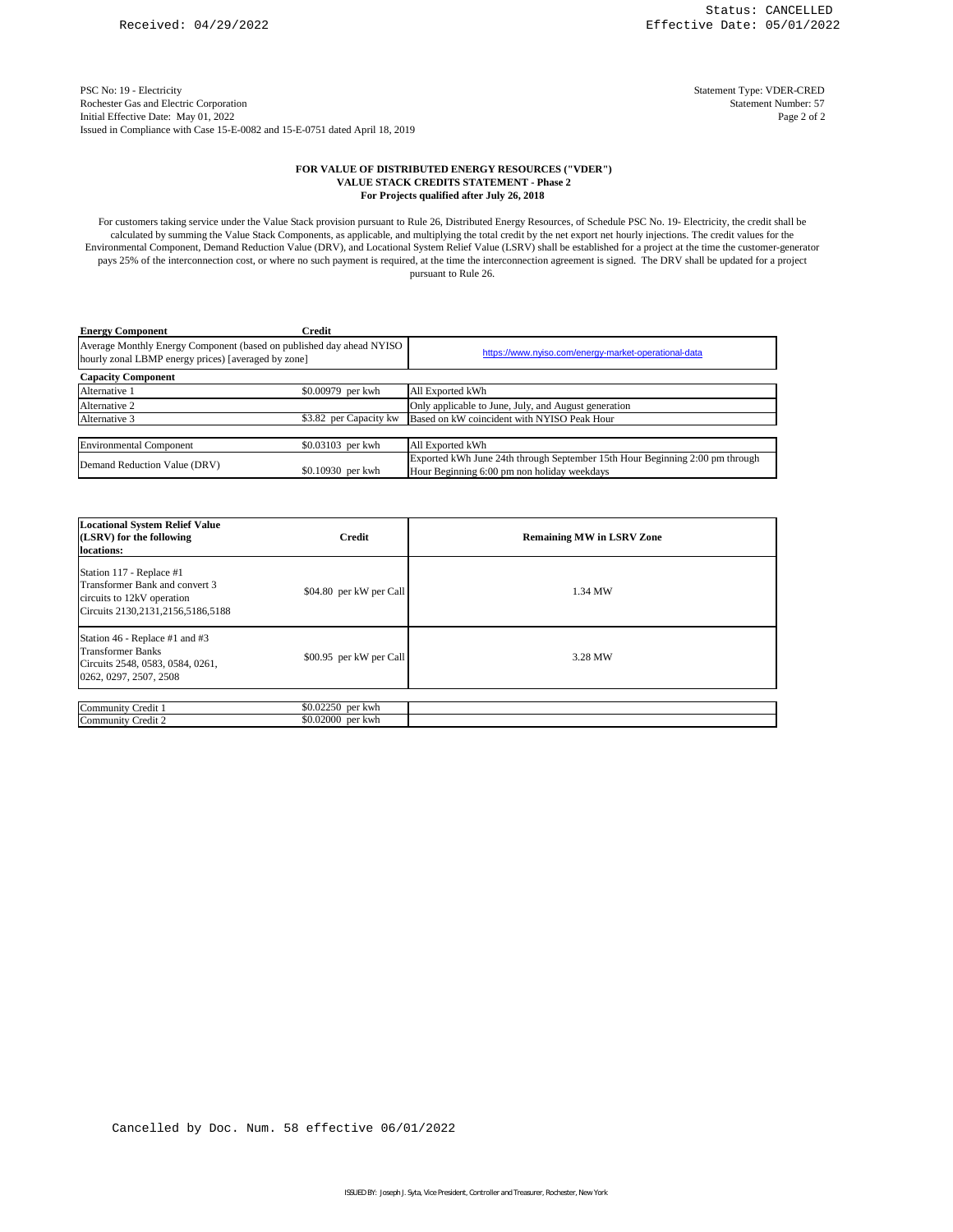Received: 04/29/2022

Status: CANCELLED
Effective Date: 05/01/2022

PSC No: 19 - Electricity
Rochester Gas and Electric Corporation
Initial Effective Date: May 01, 2022
Issued in Compliance with Case 15-E-0082 and 15-E-0751 dated April 18, 2019

Statement Type: VDER-CRED
Statement Number: 57

**FOR VALUE OF DISTRIBUTED ENERGY RESOURCES ("VDER")**
**VALUE STACK CREDITS STATEMENT - Phase 2**
**For Projects qualified after July 26, 2018**

For customers taking service under the Value Stack provision pursuant to Rule 26, Distributed Energy Resources, of Schedule PSC No. 19- Electricity, the credit shall be calculated by summing the Value Stack Components, as applicable, and multiplying the total credit by the net export net hourly injections. The credit values for the Environmental Component, Demand Reduction Value (DRV), and Locational System Relief Value (LSRV) shall be established for a project at the time the customer-generator pays 25% of the interconnection cost, or where no such payment is required, at the time the interconnection agreement is signed. The DRV shall be updated for a project pursuant to Rule 26.

| **Energy Component** | **Credit** | |
|---|---|---|
| Average Monthly Energy Component (based on published day ahead NYISO hourly zonal LBMP energy prices) [averaged by zone] | | https://www.nyiso.com/energy-market-operational-data |
| **Capacity Component** | | |
| Alternative 1 | $0.00979 per kwh | All Exported kWh |
| Alternative 2 | | Only applicable to June, July, and August generation |
| Alternative 3 | $3.82 per Capacity kw | Based on kW coincident with NYISO Peak Hour |
| Environmental Component | $0.03103 per kwh | All Exported kWh |
| Demand Reduction Value (DRV) | $0.10930 per kwh | Exported kWh June 24th through September 15th Hour Beginning 2:00 pm through Hour Beginning 6:00 pm non holiday weekdays |

| **Locational System Relief Value (LSRV) for the following locations:** | **Credit** | **Remaining MW in LSRV Zone** |
|---|---|---|
| Station 117 - Replace #1 Transformer Bank and convert 3 circuits to 12kV operation Circuits 2130,2131,2156,5186,5188 | $04.80 per kW per Call | 1.34 MW |
| Station 46 - Replace #1 and #3 Transformer Banks Circuits 2548, 0583, 0584, 0261, 0262, 0297, 2507, 2508 | $00.95 per kW per Call | 3.28 MW |

| | | |
|---|---|---|
| Community Credit 1 | $0.02250 per kwh | |
| Community Credit 2 | $0.02000 per kwh | |

Cancelled by Doc. Num. 58 effective 06/01/2022

ISSUED BY: Joseph J. Syta, Vice President, Controller and Treasurer, Rochester, New York